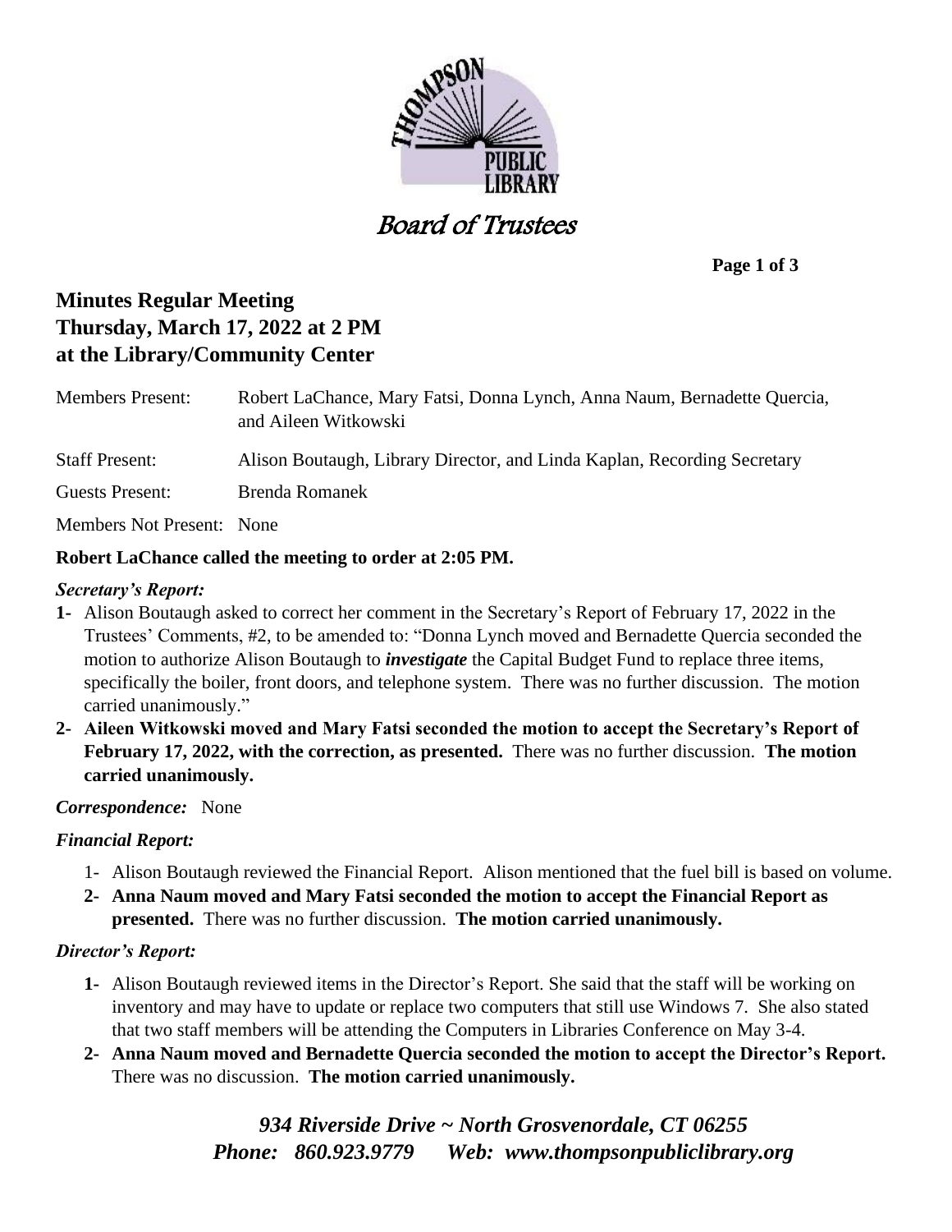# Board of Trustees

## Minutes Regular Meeting
## Thursday, March 17, 2022 at 2 PM
## at the Library/Community Center

| | |
|---|---|
| Members Present: | Robert LaChance, Mary Fatsi, Donna Lynch, Anna Naum, Bernadette Quercia, and Aileen Witkowski |
| Staff Present: | Alison Boutaugh, Library Director, and Linda Kaplan, Recording Secretary |
| Guests Present: | Brenda Romanek |
| Members Not Present: | None |

**Robert LaChance called the meeting to order at 2:05 PM.**

***Secretary's Report:***

1- Alison Boutaugh asked to correct her comment in the Secretary's Report of February 17, 2022 in the Trustees' Comments, #2, to be amended to: "Donna Lynch moved and Bernadette Quercia seconded the motion to authorize Alison Boutaugh to ***investigate*** the Capital Budget Fund to replace three items, specifically the boiler, front doors, and telephone system. There was no further discussion. The motion carried unanimously."

2- **Aileen Witkowski moved and Mary Fatsi seconded the motion to accept the Secretary's Report of February 17, 2022, with the correction, as presented.** There was no further discussion. **The motion carried unanimously.**

***Correspondence:*** None

***Financial Report:***

1- Alison Boutaugh reviewed the Financial Report. Alison mentioned that the fuel bill is based on volume.

2- **Anna Naum moved and Mary Fatsi seconded the motion to accept the Financial Report as presented.** There was no further discussion. **The motion carried unanimously.**

***Director's Report:***

1- Alison Boutaugh reviewed items in the Director's Report. She said that the staff will be working on inventory and may have to update or replace two computers that still use Windows 7. She also stated that two staff members will be attending the Computers in Libraries Conference on May 3-4.

2- **Anna Naum moved and Bernadette Quercia seconded the motion to accept the Director's Report.** There was no discussion. **The motion carried unanimously.**

*934 Riverside Drive ~ North Grosvenordale, CT 06255*
*Phone: 860.923.9779 Web: www.thompsonpubliclibrary.org*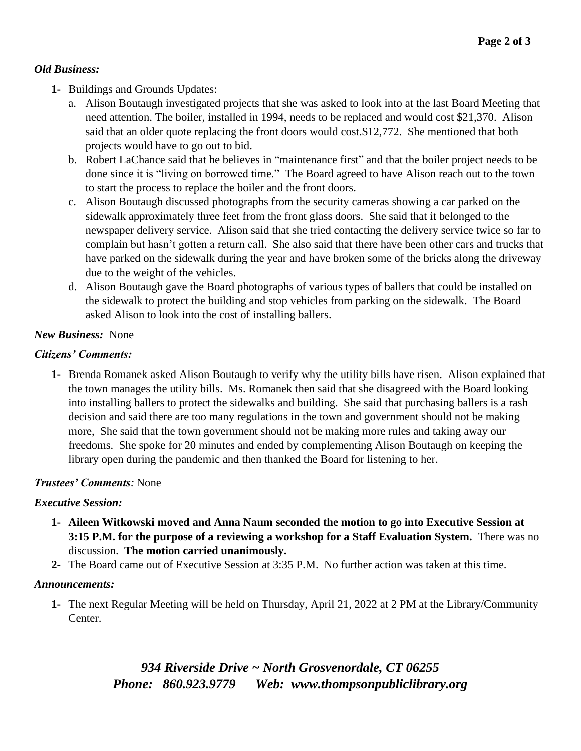***Old Business:***

1- Buildings and Grounds Updates:
   a. Alison Boutaugh investigated projects that she was asked to look into at the last Board Meeting that need attention. The boiler, installed in 1994, needs to be replaced and would cost $21,370. Alison said that an older quote replacing the front doors would cost.$12,772. She mentioned that both projects would have to go out to bid.
   b. Robert LaChance said that he believes in "maintenance first" and that the boiler project needs to be done since it is "living on borrowed time." The Board agreed to have Alison reach out to the town to start the process to replace the boiler and the front doors.
   c. Alison Boutaugh discussed photographs from the security cameras showing a car parked on the sidewalk approximately three feet from the front glass doors. She said that it belonged to the newspaper delivery service. Alison said that she tried contacting the delivery service twice so far to complain but hasn't gotten a return call. She also said that there have been other cars and trucks that have parked on the sidewalk during the year and have broken some of the bricks along the driveway due to the weight of the vehicles.
   d. Alison Boutaugh gave the Board photographs of various types of ballers that could be installed on the sidewalk to protect the building and stop vehicles from parking on the sidewalk. The Board asked Alison to look into the cost of installing ballers.

***New Business:*** None

***Citizens' Comments:***

1- Brenda Romanek asked Alison Boutaugh to verify why the utility bills have risen. Alison explained that the town manages the utility bills. Ms. Romanek then said that she disagreed with the Board looking into installing ballers to protect the sidewalks and building. She said that purchasing ballers is a rash decision and said there are too many regulations in the town and government should not be making more, She said that the town government should not be making more rules and taking away our freedoms. She spoke for 20 minutes and ended by complementing Alison Boutaugh on keeping the library open during the pandemic and then thanked the Board for listening to her.

***Trustees' Comments:*** None

***Executive Session:***

1- **Aileen Witkowski moved and Anna Naum seconded the motion to go into Executive Session at 3:15 P.M. for the purpose of a reviewing a workshop for a Staff Evaluation System.** There was no discussion. **The motion carried unanimously.**
2- The Board came out of Executive Session at 3:35 P.M. No further action was taken at this time.

***Announcements:***

1- The next Regular Meeting will be held on Thursday, April 21, 2022 at 2 PM at the Library/Community Center.

***934 Riverside Drive ~ North Grosvenordale, CT 06255***
***Phone: 860.923.9779 Web: www.thompsonpubliclibrary.org***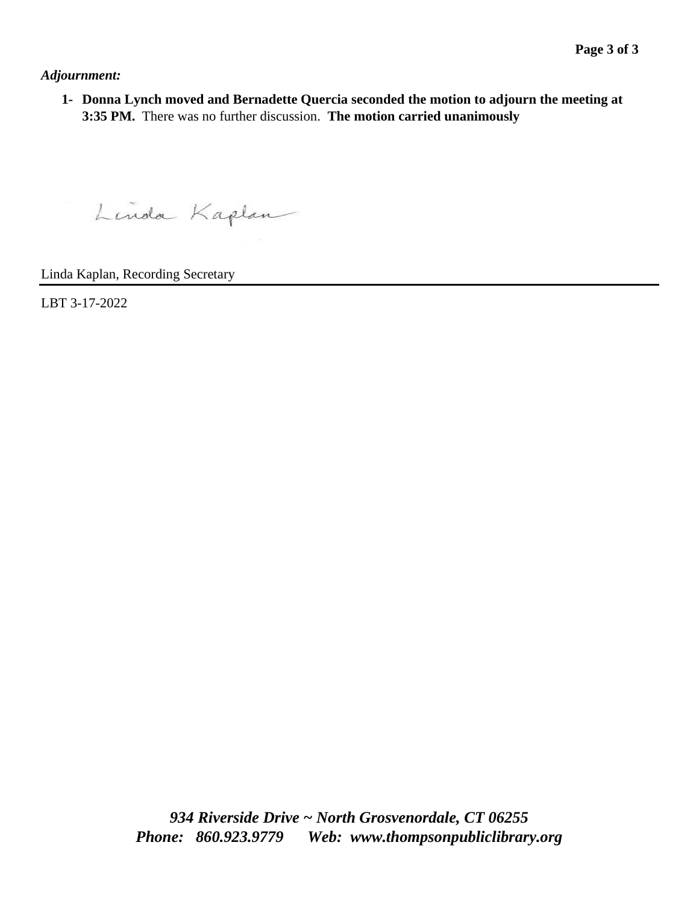*Adjournment:*

1- **Donna Lynch moved and Bernadette Quercia seconded the motion to adjourn the meeting at 3:35 PM.** There was no further discussion. **The motion carried unanimously**

Linda Kaplan

Linda Kaplan, Recording Secretary

LBT 3-17-2022

***934 Riverside Drive ~ North Grosvenordale, CT 06255***
***Phone: 860.923.9779 Web: www.thompsonpubliclibrary.org***